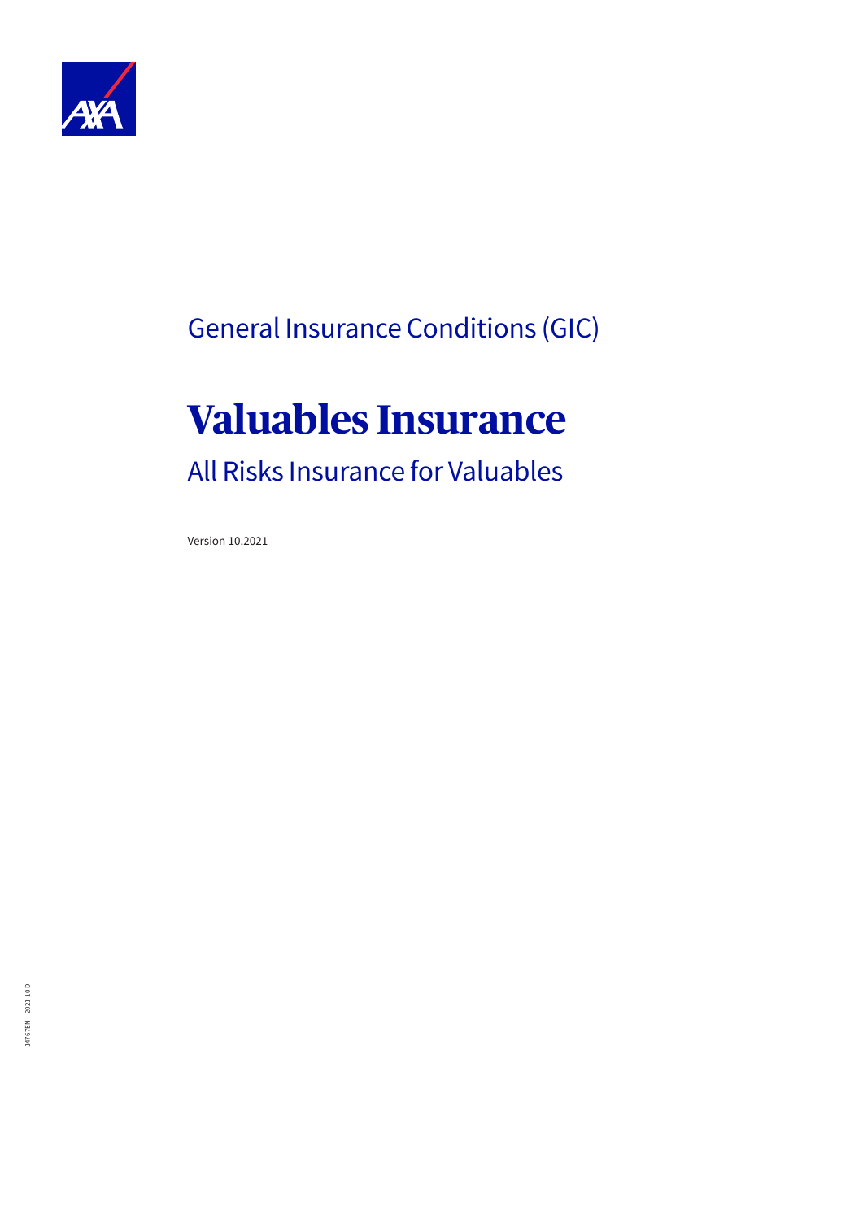General Insurance Conditions (GIC)

# Valuables Insurance

## All Risks Insurance for Valuables

Version 10.2021

14767EN – 2021-10 D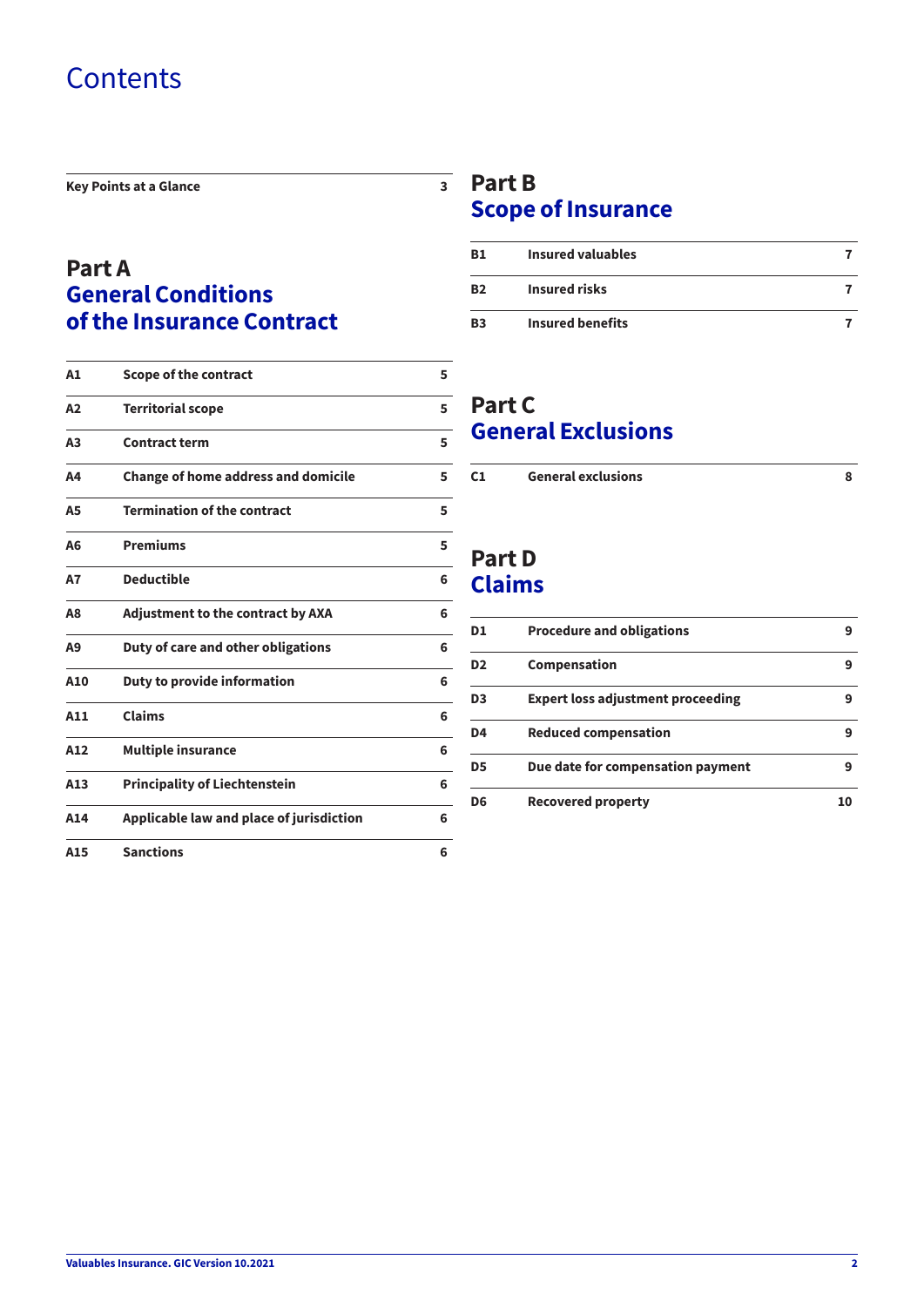# Contents

| | |
|---|---|
| **Key Points at a Glance** | **3** |

## Part A
## General Conditions of the Insurance Contract

| | | |
|---|---|---|
| **A1** | **Scope of the contract** | **5** |
| **A2** | **Territorial scope** | **5** |
| **A3** | **Contract term** | **5** |
| **A4** | **Change of home address and domicile** | **5** |
| **A5** | **Termination of the contract** | **5** |
| **A6** | **Premiums** | **5** |
| **A7** | **Deductible** | **6** |
| **A8** | **Adjustment to the contract by AXA** | **6** |
| **A9** | **Duty of care and other obligations** | **6** |
| **A10** | **Duty to provide information** | **6** |
| **A11** | **Claims** | **6** |
| **A12** | **Multiple insurance** | **6** |
| **A13** | **Principality of Liechtenstein** | **6** |
| **A14** | **Applicable law and place of jurisdiction** | **6** |
| **A15** | **Sanctions** | **6** |

## Part B
## Scope of Insurance

| | | |
|---|---|---|
| **B1** | **Insured valuables** | **7** |
| **B2** | **Insured risks** | **7** |
| **B3** | **Insured benefits** | **7** |

## Part C
## General Exclusions

| | | |
|---|---|---|
| **C1** | **General exclusions** | **8** |

## Part D
## Claims

| | | |
|---|---|---|
| **D1** | **Procedure and obligations** | **9** |
| **D2** | **Compensation** | **9** |
| **D3** | **Expert loss adjustment proceeding** | **9** |
| **D4** | **Reduced compensation** | **9** |
| **D5** | **Due date for compensation payment** | **9** |
| **D6** | **Recovered property** | **10** |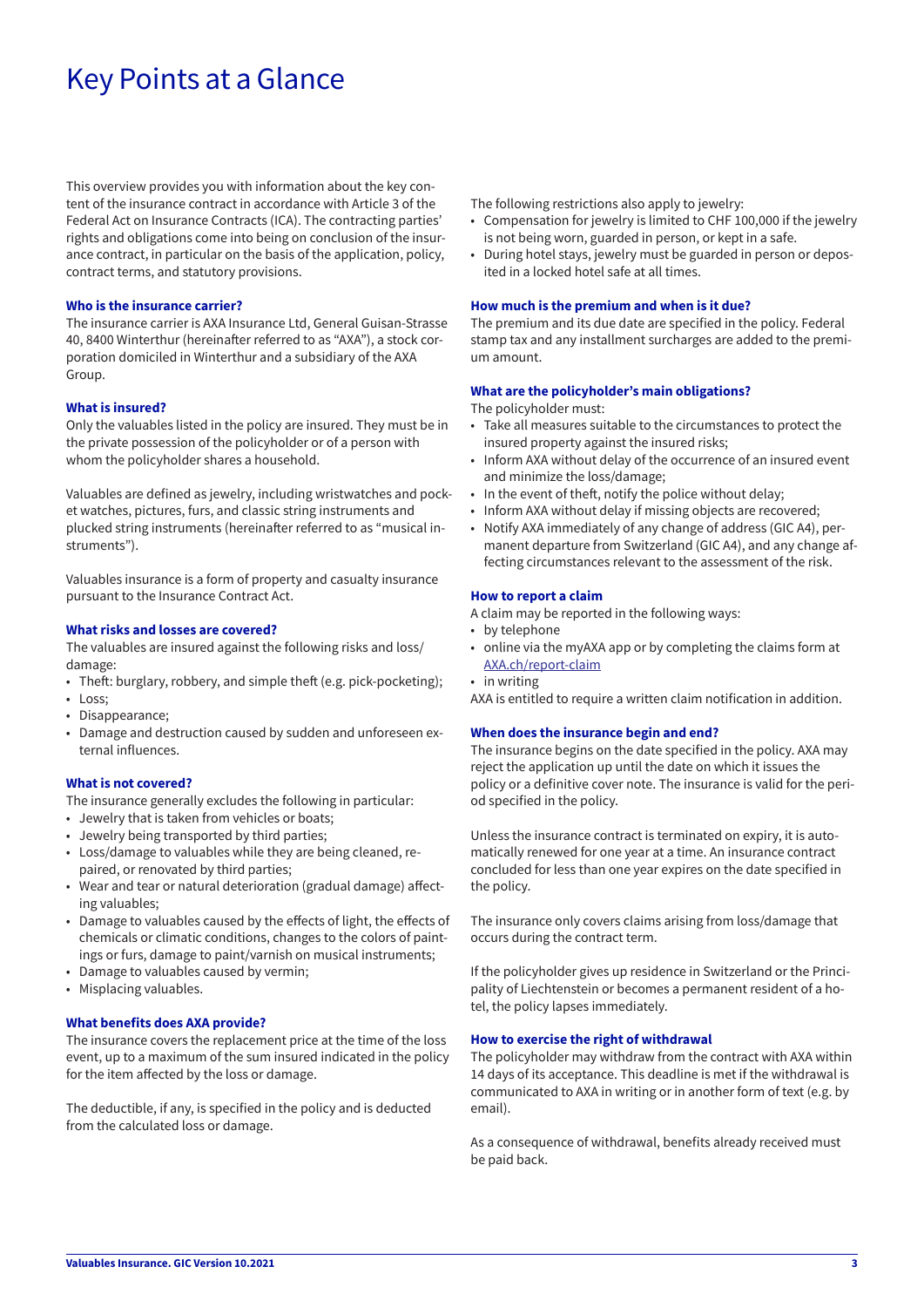# Key Points at a Glance

This overview provides you with information about the key content of the insurance contract in accordance with Article 3 of the Federal Act on Insurance Contracts (ICA). The contracting parties' rights and obligations come into being on conclusion of the insurance contract, in particular on the basis of the application, policy, contract terms, and statutory provisions.

### Who is the insurance carrier?

The insurance carrier is AXA Insurance Ltd, General Guisan-Strasse 40, 8400 Winterthur (hereinafter referred to as "AXA"), a stock corporation domiciled in Winterthur and a subsidiary of the AXA Group.

### What is insured?

Only the valuables listed in the policy are insured. They must be in the private possession of the policyholder or of a person with whom the policyholder shares a household.

Valuables are defined as jewelry, including wristwatches and pocket watches, pictures, furs, and classic string instruments and plucked string instruments (hereinafter referred to as "musical instruments").

Valuables insurance is a form of property and casualty insurance pursuant to the Insurance Contract Act.

### What risks and losses are covered?

The valuables are insured against the following risks and loss/damage:

- Theft: burglary, robbery, and simple theft (e.g. pick-pocketing);
- Loss;
- Disappearance;
- Damage and destruction caused by sudden and unforeseen external influences.

### What is not covered?

The insurance generally excludes the following in particular:

- Jewelry that is taken from vehicles or boats;
- Jewelry being transported by third parties;
- Loss/damage to valuables while they are being cleaned, repaired, or renovated by third parties;
- Wear and tear or natural deterioration (gradual damage) affecting valuables;
- Damage to valuables caused by the effects of light, the effects of chemicals or climatic conditions, changes to the colors of paintings or furs, damage to paint/varnish on musical instruments;
- Damage to valuables caused by vermin;
- Misplacing valuables.

### What benefits does AXA provide?

The insurance covers the replacement price at the time of the loss event, up to a maximum of the sum insured indicated in the policy for the item affected by the loss or damage.

The deductible, if any, is specified in the policy and is deducted from the calculated loss or damage.

The following restrictions also apply to jewelry:

- Compensation for jewelry is limited to CHF 100,000 if the jewelry is not being worn, guarded in person, or kept in a safe.
- During hotel stays, jewelry must be guarded in person or deposited in a locked hotel safe at all times.

### How much is the premium and when is it due?

The premium and its due date are specified in the policy. Federal stamp tax and any installment surcharges are added to the premium amount.

### What are the policyholder's main obligations?

The policyholder must:

- Take all measures suitable to the circumstances to protect the insured property against the insured risks;
- Inform AXA without delay of the occurrence of an insured event and minimize the loss/damage;
- In the event of theft, notify the police without delay;
- Inform AXA without delay if missing objects are recovered;
- Notify AXA immediately of any change of address (GIC A4), permanent departure from Switzerland (GIC A4), and any change affecting circumstances relevant to the assessment of the risk.

### How to report a claim

A claim may be reported in the following ways:

- by telephone
- online via the myAXA app or by completing the claims form at [AXA.ch/report-claim](AXA.ch/report-claim)
- in writing

AXA is entitled to require a written claim notification in addition.

### When does the insurance begin and end?

The insurance begins on the date specified in the policy. AXA may reject the application up until the date on which it issues the policy or a definitive cover note. The insurance is valid for the period specified in the policy.

Unless the insurance contract is terminated on expiry, it is automatically renewed for one year at a time. An insurance contract concluded for less than one year expires on the date specified in the policy.

The insurance only covers claims arising from loss/damage that occurs during the contract term.

If the policyholder gives up residence in Switzerland or the Principality of Liechtenstein or becomes a permanent resident of a hotel, the policy lapses immediately.

### How to exercise the right of withdrawal

The policyholder may withdraw from the contract with AXA within 14 days of its acceptance. This deadline is met if the withdrawal is communicated to AXA in writing or in another form of text (e.g. by email).

As a consequence of withdrawal, benefits already received must be paid back.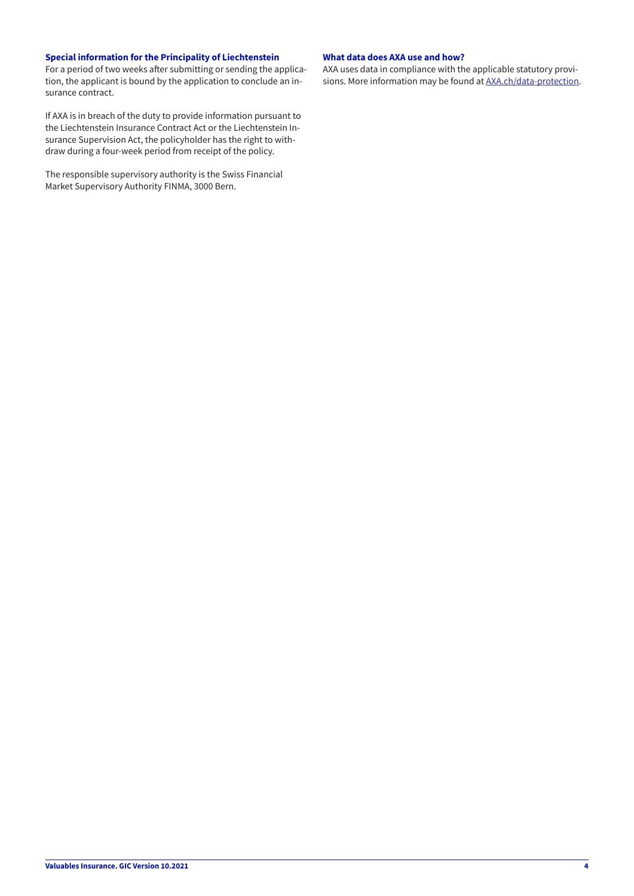### Special information for the Principality of Liechtenstein

For a period of two weeks after submitting or sending the application, the applicant is bound by the application to conclude an insurance contract.

If AXA is in breach of the duty to provide information pursuant to the Liechtenstein Insurance Contract Act or the Liechtenstein Insurance Supervision Act, the policyholder has the right to withdraw during a four-week period from receipt of the policy.

The responsible supervisory authority is the Swiss Financial Market Supervisory Authority FINMA, 3000 Bern.

### What data does AXA use and how?

AXA uses data in compliance with the applicable statutory provisions. More information may be found at AXA.ch/data-protection.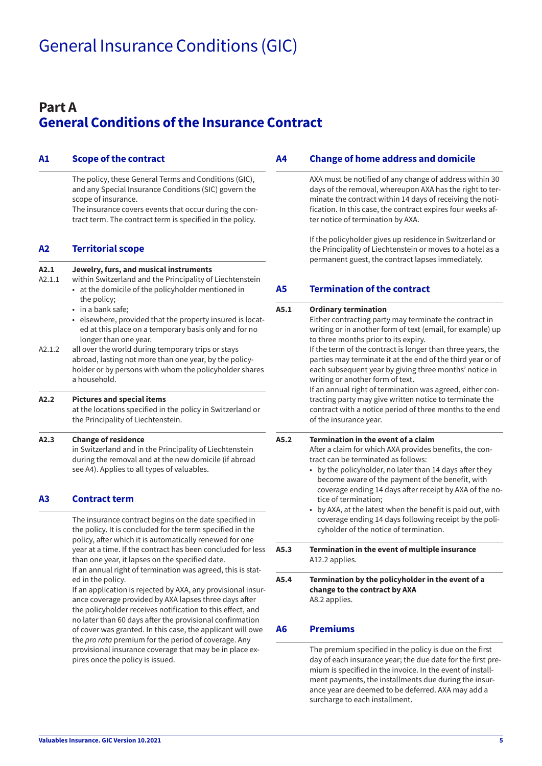# General Insurance Conditions (GIC)

## Part A
## General Conditions of the Insurance Contract

### A1 Scope of the contract

The policy, these General Terms and Conditions (GIC), and any Special Insurance Conditions (SIC) govern the scope of insurance.
The insurance covers events that occur during the contract term. The contract term is specified in the policy.

### A2 Territorial scope

**A2.1 Jewelry, furs, and musical instruments**

A2.1.1 within Switzerland and the Principality of Liechtenstein
- at the domicile of the policyholder mentioned in the policy;
- in a bank safe;
- elsewhere, provided that the property insured is located at this place on a temporary basis only and for no longer than one year.

A2.1.2 all over the world during temporary trips or stays abroad, lasting not more than one year, by the policyholder or by persons with whom the policyholder shares a household.

**A2.2 Pictures and special items**
at the locations specified in the policy in Switzerland or the Principality of Liechtenstein.

**A2.3 Change of residence**
in Switzerland and in the Principality of Liechtenstein during the removal and at the new domicile (if abroad see A4). Applies to all types of valuables.

### A3 Contract term

The insurance contract begins on the date specified in the policy. It is concluded for the term specified in the policy, after which it is automatically renewed for one year at a time. If the contract has been concluded for less than one year, it lapses on the specified date.
If an annual right of termination was agreed, this is stated in the policy.
If an application is rejected by AXA, any provisional insurance coverage provided by AXA lapses three days after the policyholder receives notification to this effect, and no later than 60 days after the provisional confirmation of cover was granted. In this case, the applicant will owe the *pro rata* premium for the period of coverage. Any provisional insurance coverage that may be in place expires once the policy is issued.

### A4 Change of home address and domicile

AXA must be notified of any change of address within 30 days of the removal, whereupon AXA has the right to terminate the contract within 14 days of receiving the notification. In this case, the contract expires four weeks after notice of termination by AXA.

If the policyholder gives up residence in Switzerland or the Principality of Liechtenstein or moves to a hotel as a permanent guest, the contract lapses immediately.

### A5 Termination of the contract

**A5.1 Ordinary termination**
Either contracting party may terminate the contract in writing or in another form of text (email, for example) up to three months prior to its expiry.
If the term of the contract is longer than three years, the parties may terminate it at the end of the third year or of each subsequent year by giving three months' notice in writing or another form of text.
If an annual right of termination was agreed, either contracting party may give written notice to terminate the contract with a notice period of three months to the end of the insurance year.

**A5.2 Termination in the event of a claim**
After a claim for which AXA provides benefits, the contract can be terminated as follows:
- by the policyholder, no later than 14 days after they become aware of the payment of the benefit, with coverage ending 14 days after receipt by AXA of the notice of termination;
- by AXA, at the latest when the benefit is paid out, with coverage ending 14 days following receipt by the policyholder of the notice of termination.

**A5.3 Termination in the event of multiple insurance**
A12.2 applies.

**A5.4 Termination by the policyholder in the event of a change to the contract by AXA**
A8.2 applies.

### A6 Premiums

The premium specified in the policy is due on the first day of each insurance year; the due date for the first premium is specified in the invoice. In the event of installment payments, the installments due during the insurance year are deemed to be deferred. AXA may add a surcharge to each installment.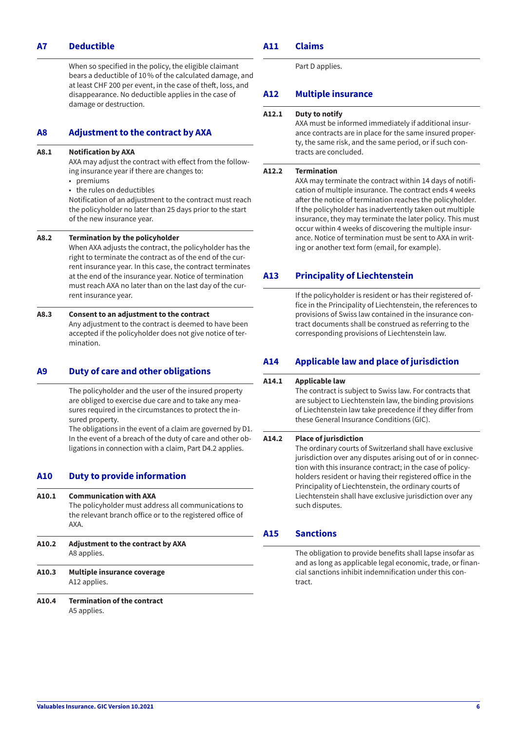## A7 Deductible

When so specified in the policy, the eligible claimant bears a deductible of 10 % of the calculated damage, and at least CHF 200 per event, in the case of theft, loss, and disappearance. No deductible applies in the case of damage or destruction.

## A8 Adjustment to the contract by AXA

### A8.1 Notification by AXA

AXA may adjust the contract with effect from the following insurance year if there are changes to:

- premiums
- the rules on deductibles

Notification of an adjustment to the contract must reach the policyholder no later than 25 days prior to the start of the new insurance year.

### A8.2 Termination by the policyholder

When AXA adjusts the contract, the policyholder has the right to terminate the contract as of the end of the current insurance year. In this case, the contract terminates at the end of the insurance year. Notice of termination must reach AXA no later than on the last day of the current insurance year.

### A8.3 Consent to an adjustment to the contract

Any adjustment to the contract is deemed to have been accepted if the policyholder does not give notice of termination.

## A9 Duty of care and other obligations

The policyholder and the user of the insured property are obliged to exercise due care and to take any measures required in the circumstances to protect the insured property.
The obligations in the event of a claim are governed by D1. In the event of a breach of the duty of care and other obligations in connection with a claim, Part D4.2 applies.

## A10 Duty to provide information

### A10.1 Communication with AXA

The policyholder must address all communications to the relevant branch office or to the registered office of AXA.

### A10.2 Adjustment to the contract by AXA

A8 applies.

### A10.3 Multiple insurance coverage

A12 applies.

### A10.4 Termination of the contract

A5 applies.

## A11 Claims

Part D applies.

## A12 Multiple insurance

### A12.1 Duty to notify

AXA must be informed immediately if additional insurance contracts are in place for the same insured property, the same risk, and the same period, or if such contracts are concluded.

### A12.2 Termination

AXA may terminate the contract within 14 days of notification of multiple insurance. The contract ends 4 weeks after the notice of termination reaches the policyholder. If the policyholder has inadvertently taken out multiple insurance, they may terminate the later policy. This must occur within 4 weeks of discovering the multiple insurance. Notice of termination must be sent to AXA in writing or another text form (email, for example).

## A13 Principality of Liechtenstein

If the policyholder is resident or has their registered office in the Principality of Liechtenstein, the references to provisions of Swiss law contained in the insurance contract documents shall be construed as referring to the corresponding provisions of Liechtenstein law.

## A14 Applicable law and place of jurisdiction

### A14.1 Applicable law

The contract is subject to Swiss law. For contracts that are subject to Liechtenstein law, the binding provisions of Liechtenstein law take precedence if they differ from these General Insurance Conditions (GIC).

### A14.2 Place of jurisdiction

The ordinary courts of Switzerland shall have exclusive jurisdiction over any disputes arising out of or in connection with this insurance contract; in the case of policyholders resident or having their registered office in the Principality of Liechtenstein, the ordinary courts of Liechtenstein shall have exclusive jurisdiction over any such disputes.

## A15 Sanctions

The obligation to provide benefits shall lapse insofar as and as long as applicable legal economic, trade, or financial sanctions inhibit indemnification under this contract.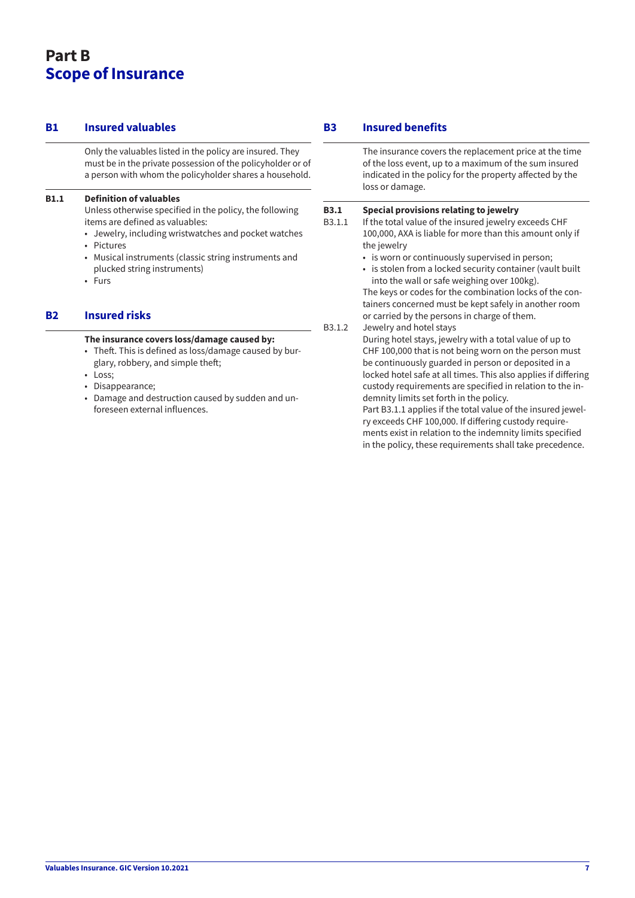# Part B
# Scope of Insurance

## B1 Insured valuables

Only the valuables listed in the policy are insured. They must be in the private possession of the policyholder or of a person with whom the policyholder shares a household.

### B1.1 Definition of valuables

Unless otherwise specified in the policy, the following items are defined as valuables:

- Jewelry, including wristwatches and pocket watches
- Pictures
- Musical instruments (classic string instruments and plucked string instruments)
- Furs

## B2 Insured risks

**The insurance covers loss/damage caused by:**

- Theft. This is defined as loss/damage caused by burglary, robbery, and simple theft;
- Loss;
- Disappearance;
- Damage and destruction caused by sudden and unforeseen external influences.

## B3 Insured benefits

The insurance covers the replacement price at the time of the loss event, up to a maximum of the sum insured indicated in the policy for the property affected by the loss or damage.

### B3.1 Special provisions relating to jewelry

**B3.1.1** If the total value of the insured jewelry exceeds CHF 100,000, AXA is liable for more than this amount only if the jewelry

- is worn or continuously supervised in person;
- is stolen from a locked security container (vault built into the wall or safe weighing over 100kg).

The keys or codes for the combination locks of the containers concerned must be kept safely in another room or carried by the persons in charge of them.

**B3.1.2** Jewelry and hotel stays

During hotel stays, jewelry with a total value of up to CHF 100,000 that is not being worn on the person must be continuously guarded in person or deposited in a locked hotel safe at all times. This also applies if differing custody requirements are specified in relation to the indemnity limits set forth in the policy.

Part B3.1.1 applies if the total value of the insured jewelry exceeds CHF 100,000. If differing custody requirements exist in relation to the indemnity limits specified in the policy, these requirements shall take precedence.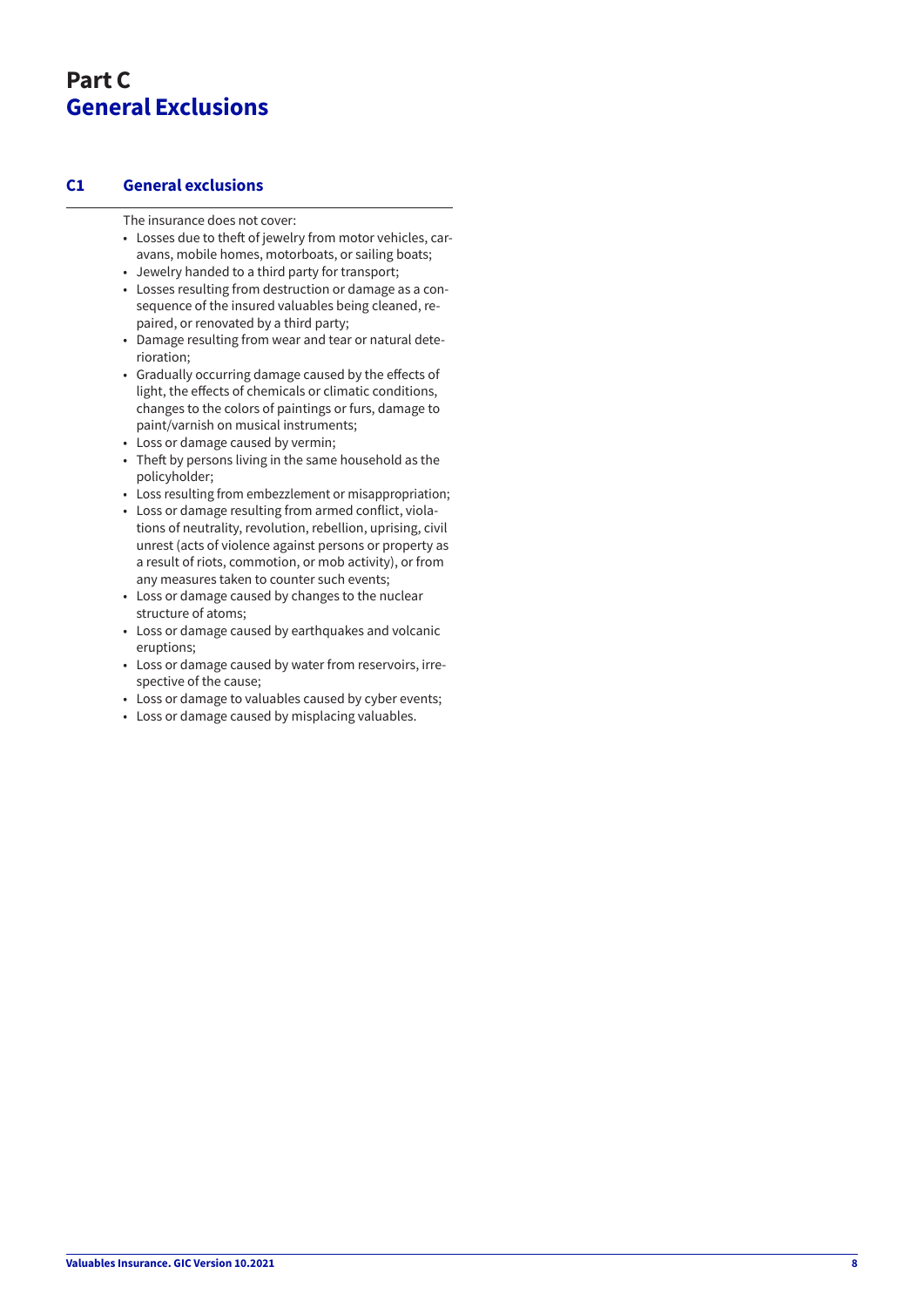# Part C
# General Exclusions

## C1 General exclusions

The insurance does not cover:

- Losses due to theft of jewelry from motor vehicles, caravans, mobile homes, motorboats, or sailing boats;
- Jewelry handed to a third party for transport;
- Losses resulting from destruction or damage as a consequence of the insured valuables being cleaned, repaired, or renovated by a third party;
- Damage resulting from wear and tear or natural deterioration;
- Gradually occurring damage caused by the effects of light, the effects of chemicals or climatic conditions, changes to the colors of paintings or furs, damage to paint/varnish on musical instruments;
- Loss or damage caused by vermin;
- Theft by persons living in the same household as the policyholder;
- Loss resulting from embezzlement or misappropriation;
- Loss or damage resulting from armed conflict, violations of neutrality, revolution, rebellion, uprising, civil unrest (acts of violence against persons or property as a result of riots, commotion, or mob activity), or from any measures taken to counter such events;
- Loss or damage caused by changes to the nuclear structure of atoms;
- Loss or damage caused by earthquakes and volcanic eruptions;
- Loss or damage caused by water from reservoirs, irrespective of the cause;
- Loss or damage to valuables caused by cyber events;
- Loss or damage caused by misplacing valuables.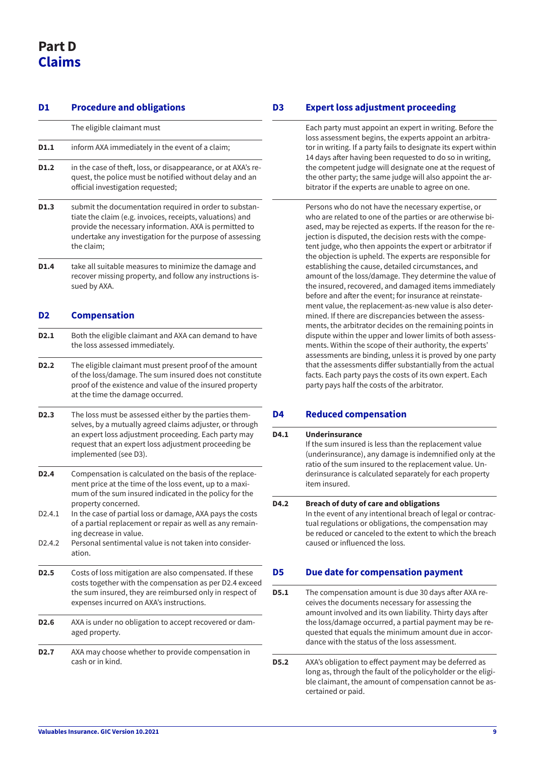# Part D
# Claims

## D1 Procedure and obligations

The eligible claimant must

**D1.1** inform AXA immediately in the event of a claim;

**D1.2** in the case of theft, loss, or disappearance, or at AXA's request, the police must be notified without delay and an official investigation requested;

**D1.3** submit the documentation required in order to substantiate the claim (e.g. invoices, receipts, valuations) and provide the necessary information. AXA is permitted to undertake any investigation for the purpose of assessing the claim;

**D1.4** take all suitable measures to minimize the damage and recover missing property, and follow any instructions issued by AXA.

## D2 Compensation

**D2.1** Both the eligible claimant and AXA can demand to have the loss assessed immediately.

**D2.2** The eligible claimant must present proof of the amount of the loss/damage. The sum insured does not constitute proof of the existence and value of the insured property at the time the damage occurred.

**D2.3** The loss must be assessed either by the parties themselves, by a mutually agreed claims adjuster, or through an expert loss adjustment proceeding. Each party may request that an expert loss adjustment proceeding be implemented (see D3).

**D2.4** Compensation is calculated on the basis of the replacement price at the time of the loss event, up to a maximum of the sum insured indicated in the policy for the property concerned.

D2.4.1 In the case of partial loss or damage, AXA pays the costs of a partial replacement or repair as well as any remaining decrease in value.

D2.4.2 Personal sentimental value is not taken into consideration.

**D2.5** Costs of loss mitigation are also compensated. If these costs together with the compensation as per D2.4 exceed the sum insured, they are reimbursed only in respect of expenses incurred on AXA's instructions.

**D2.6** AXA is under no obligation to accept recovered or damaged property.

**D2.7** AXA may choose whether to provide compensation in cash or in kind.

## D3 Expert loss adjustment proceeding

Each party must appoint an expert in writing. Before the loss assessment begins, the experts appoint an arbitrator in writing. If a party fails to designate its expert within 14 days after having been requested to do so in writing, the competent judge will designate one at the request of the other party; the same judge will also appoint the arbitrator if the experts are unable to agree on one.

Persons who do not have the necessary expertise, or who are related to one of the parties or are otherwise biased, may be rejected as experts. If the reason for the rejection is disputed, the decision rests with the competent judge, who then appoints the expert or arbitrator if the objection is upheld. The experts are responsible for establishing the cause, detailed circumstances, and amount of the loss/damage. They determine the value of the insured, recovered, and damaged items immediately before and after the event; for insurance at reinstatement value, the replacement-as-new value is also determined. If there are discrepancies between the assessments, the arbitrator decides on the remaining points in dispute within the upper and lower limits of both assessments. Within the scope of their authority, the experts' assessments are binding, unless it is proved by one party that the assessments differ substantially from the actual facts. Each party pays the costs of its own expert. Each party pays half the costs of the arbitrator.

## D4 Reduced compensation

**D4.1 Underinsurance**
If the sum insured is less than the replacement value (underinsurance), any damage is indemnified only at the ratio of the sum insured to the replacement value. Underinsurance is calculated separately for each property item insured.

**D4.2 Breach of duty of care and obligations**
In the event of any intentional breach of legal or contractual regulations or obligations, the compensation may be reduced or canceled to the extent to which the breach caused or influenced the loss.

## D5 Due date for compensation payment

**D5.1** The compensation amount is due 30 days after AXA receives the documents necessary for assessing the amount involved and its own liability. Thirty days after the loss/damage occurred, a partial payment may be requested that equals the minimum amount due in accordance with the status of the loss assessment.

**D5.2** AXA's obligation to effect payment may be deferred as long as, through the fault of the policyholder or the eligible claimant, the amount of compensation cannot be ascertained or paid.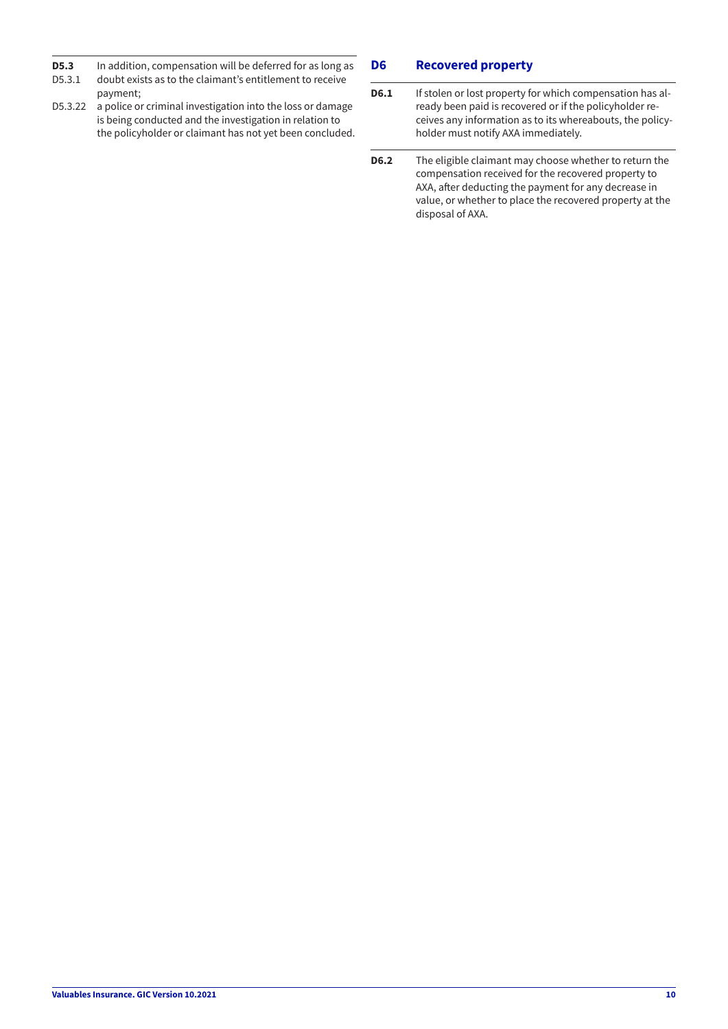**D5.3** In addition, compensation will be deferred for as long as

D5.3.1 doubt exists as to the claimant's entitlement to receive payment;

D5.3.22 a police or criminal investigation into the loss or damage is being conducted and the investigation in relation to the policyholder or claimant has not yet been concluded.

## D6 Recovered property

**D6.1** If stolen or lost property for which compensation has already been paid is recovered or if the policyholder receives any information as to its whereabouts, the policyholder must notify AXA immediately.

**D6.2** The eligible claimant may choose whether to return the compensation received for the recovered property to AXA, after deducting the payment for any decrease in value, or whether to place the recovered property at the disposal of AXA.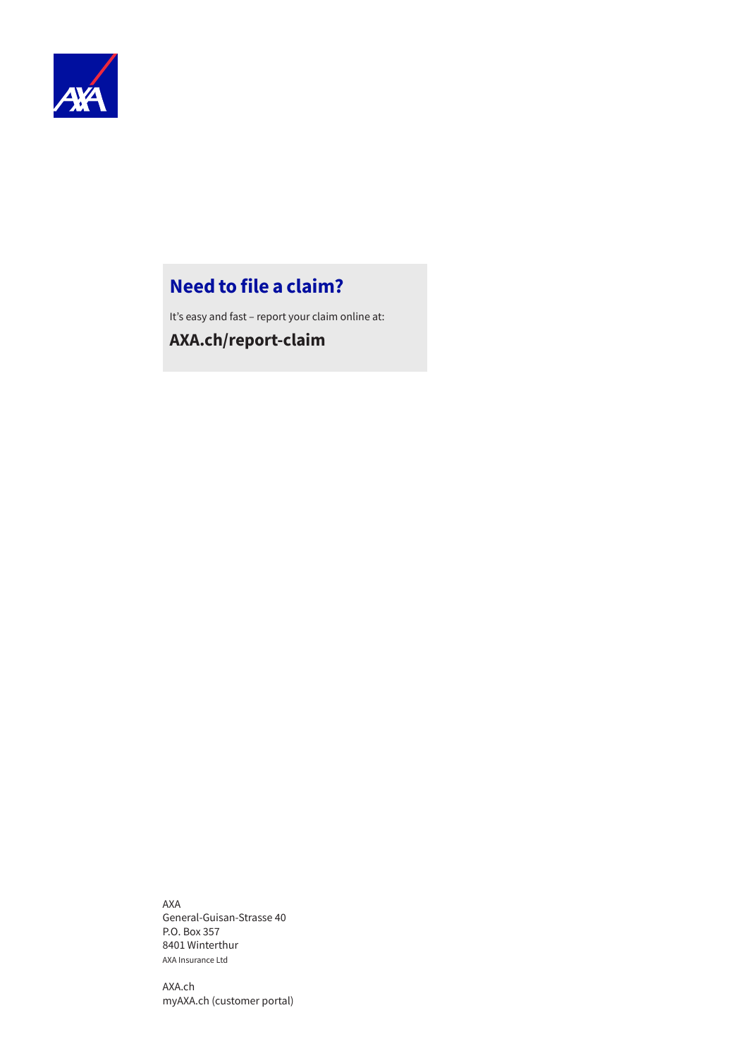## Need to file a claim?

It's easy and fast – report your claim online at:

**AXA.ch/report-claim**

AXA
General-Guisan-Strasse 40
P.O. Box 357
8401 Winterthur
AXA Insurance Ltd

AXA.ch
myAXA.ch (customer portal)